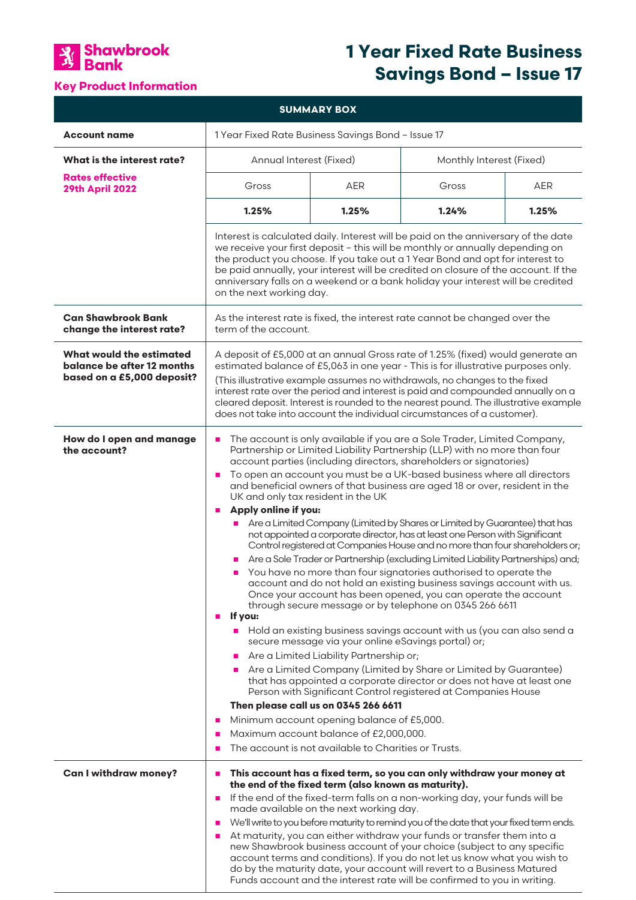Shawbrook Bank

**Key Product Information**

# 1 Year Fixed Rate Business Savings Bond – Issue 17

| SUMMARY BOX | | | | |
|---|---|---|---|---|
| **Account name** | 1 Year Fixed Rate Business Savings Bond – Issue 17 | | | |
| **What is the interest rate?** **Rates effective 29th April 2022** | Annual Interest (Fixed) | | Monthly Interest (Fixed) | |
| | Gross | AER | Gross | AER |
| | **1.25%** | **1.25%** | **1.24%** | **1.25%** |
| | Interest is calculated daily. Interest will be paid on the anniversary of the date we receive your first deposit – this will be monthly or annually depending on the product you choose. If you take out a 1 Year Bond and opt for interest to be paid annually, your interest will be credited on closure of the account. If the anniversary falls on a weekend or a bank holiday your interest will be credited on the next working day. | | | |
| **Can Shawbrook Bank change the interest rate?** | As the interest rate is fixed, the interest rate cannot be changed over the term of the account. | | | |
| **What would the estimated balance be after 12 months based on a £5,000 deposit?** | A deposit of £5,000 at an annual Gross rate of 1.25% (fixed) would generate an estimated balance of £5,063 in one year - This is for illustrative purposes only. (This illustrative example assumes no withdrawals, no changes to the fixed interest rate over the period and interest is paid and compounded annually on a cleared deposit. Interest is rounded to the nearest pound. The illustrative example does not take into account the individual circumstances of a customer). | | | |
| **How do I open and manage the account?** | • The account is only available if you are a Sole Trader, Limited Company, Partnership or Limited Liability Partnership (LLP) with no more than four account parties (including directors, shareholders or signatories)<br>• To open an account you must be a UK-based business where all directors and beneficial owners of that business are aged 18 or over, resident in the UK and only tax resident in the UK<br>• **Apply online if you:**<br>  ◦ Are a Limited Company (Limited by Shares or Limited by Guarantee) that has not appointed a corporate director, has at least one Person with Significant Control registered at Companies House and no more than four shareholders or;<br>  ◦ Are a Sole Trader or Partnership (excluding Limited Liability Partnerships) and;<br>  ◦ You have no more than four signatories authorised to operate the account and do not hold an existing business savings account with us. Once your account has been opened, you can operate the account through secure message or by telephone on 0345 266 6611<br>• **If you:**<br>  ◦ Hold an existing business savings account with us (you can also send a secure message via your online eSavings portal) or;<br>  ◦ Are a Limited Liability Partnership or;<br>  ◦ Are a Limited Company (Limited by Share or Limited by Guarantee) that has appointed a corporate director or does not have at least one Person with Significant Control registered at Companies House<br>**Then please call us on 0345 266 6611**<br>• Minimum account opening balance of £5,000.<br>• Maximum account balance of £2,000,000.<br>• The account is not available to Charities or Trusts. | | | |
| **Can I withdraw money?** | • **This account has a fixed term, so you can only withdraw your money at the end of the fixed term (also known as maturity).**<br>• If the end of the fixed-term falls on a non-working day, your funds will be made available on the next working day.<br>• We'll write to you before maturity to remind you of the date that your fixed term ends.<br>• At maturity, you can either withdraw your funds or transfer them into a new Shawbrook business account of your choice (subject to any specific account terms and conditions). If you do not let us know what you wish to do by the maturity date, your account will revert to a Business Matured Funds account and the interest rate will be confirmed to you in writing. | | | |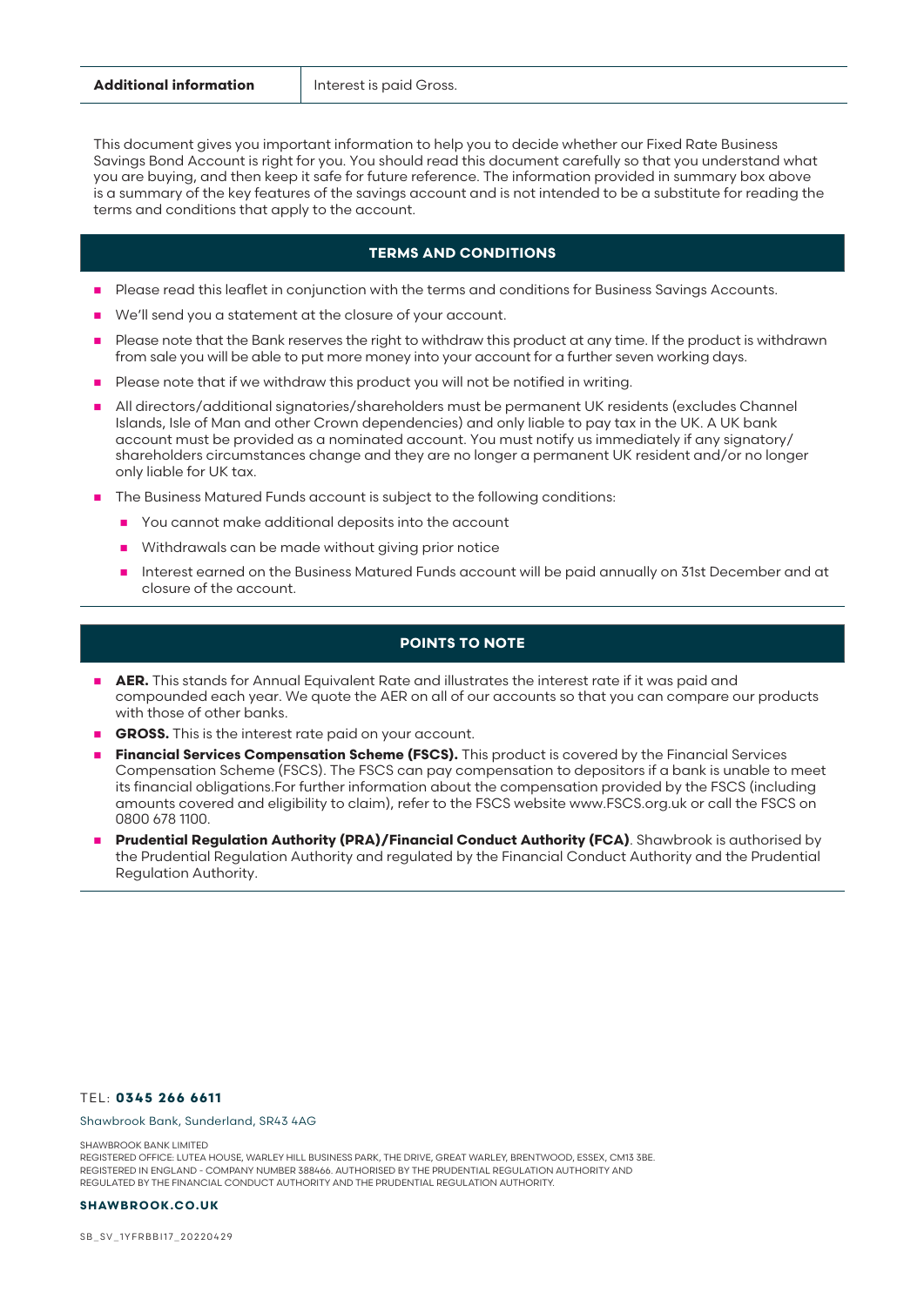| | |
|---|---|
| **Additional information** | Interest is paid Gross. |

This document gives you important information to help you to decide whether our Fixed Rate Business Savings Bond Account is right for you. You should read this document carefully so that you understand what you are buying, and then keep it safe for future reference. The information provided in summary box above is a summary of the key features of the savings account and is not intended to be a substitute for reading the terms and conditions that apply to the account.

## TERMS AND CONDITIONS

- Please read this leaflet in conjunction with the terms and conditions for Business Savings Accounts.
- We'll send you a statement at the closure of your account.
- Please note that the Bank reserves the right to withdraw this product at any time. If the product is withdrawn from sale you will be able to put more money into your account for a further seven working days.
- Please note that if we withdraw this product you will not be notified in writing.
- All directors/additional signatories/shareholders must be permanent UK residents (excludes Channel Islands, Isle of Man and other Crown dependencies) and only liable to pay tax in the UK. A UK bank account must be provided as a nominated account. You must notify us immediately if any signatory/ shareholders circumstances change and they are no longer a permanent UK resident and/or no longer only liable for UK tax.
- The Business Matured Funds account is subject to the following conditions:
  - You cannot make additional deposits into the account
  - Withdrawals can be made without giving prior notice
  - Interest earned on the Business Matured Funds account will be paid annually on 31st December and at closure of the account.

## POINTS TO NOTE

- **AER.** This stands for Annual Equivalent Rate and illustrates the interest rate if it was paid and compounded each year. We quote the AER on all of our accounts so that you can compare our products with those of other banks.
- **GROSS.** This is the interest rate paid on your account.
- **Financial Services Compensation Scheme (FSCS).** This product is covered by the Financial Services Compensation Scheme (FSCS). The FSCS can pay compensation to depositors if a bank is unable to meet its financial obligations.For further information about the compensation provided by the FSCS (including amounts covered and eligibility to claim), refer to the FSCS website www.FSCS.org.uk or call the FSCS on 0800 678 1100.
- **Prudential Regulation Authority (PRA)/Financial Conduct Authority (FCA)**. Shawbrook is authorised by the Prudential Regulation Authority and regulated by the Financial Conduct Authority and the Prudential Regulation Authority.

TEL: **0345 266 6611**

Shawbrook Bank, Sunderland, SR43 4AG

SHAWBROOK BANK LIMITED
REGISTERED OFFICE: LUTEA HOUSE, WARLEY HILL BUSINESS PARK, THE DRIVE, GREAT WARLEY, BRENTWOOD, ESSEX, CM13 3BE.
REGISTERED IN ENGLAND - COMPANY NUMBER 388466. AUTHORISED BY THE PRUDENTIAL REGULATION AUTHORITY AND REGULATED BY THE FINANCIAL CONDUCT AUTHORITY AND THE PRUDENTIAL REGULATION AUTHORITY.

**SHAWBROOK.CO.UK**

SB_SV_1YFRBBI17_20220429